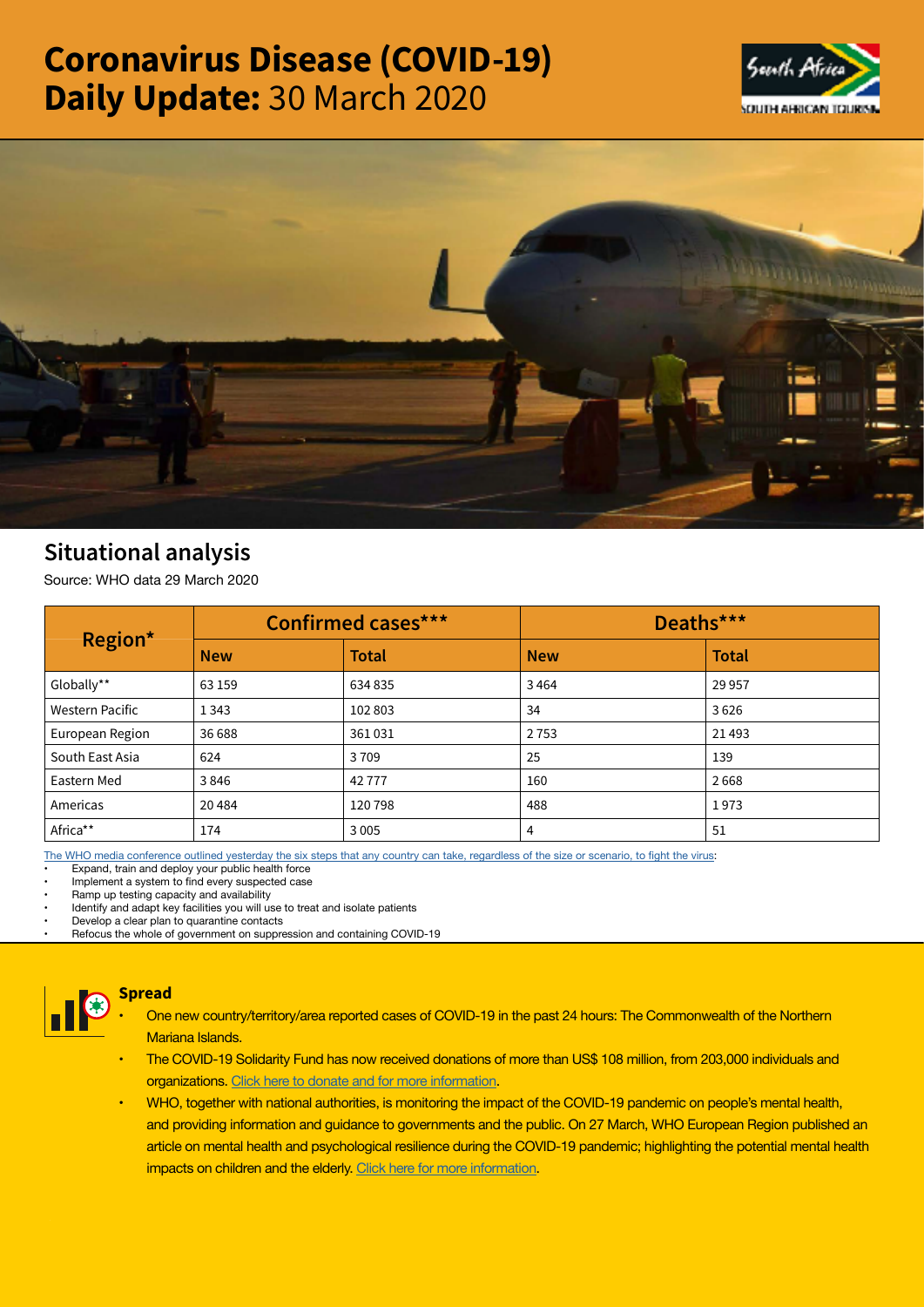# Coronavirus Disease (COVID-19) Daily Update: 30 March 2020

## Situational analysis

Source: WHO data 29 March 2020

| Region* | Confirmed cases*** | | Deaths*** | |
|---|---|---|---|---|
| | New | Total | New | Total |
| Globally** | 63 159 | 634 835 | 3 464 | 29 957 |
| Western Pacific | 1 343 | 102 803 | 34 | 3 626 |
| European Region | 36 688 | 361 031 | 2 753 | 21 493 |
| South East Asia | 624 | 3 709 | 25 | 139 |
| Eastern Med | 3 846 | 42 777 | 160 | 2 668 |
| Americas | 20 484 | 120 798 | 488 | 1 973 |
| Africa** | 174 | 3 005 | 4 | 51 |

The WHO media conference outlined yesterday the six steps that any country can take, regardless of the size or scenario, to fight the virus:

- Expand, train and deploy your public health force
- Implement a system to find every suspected case
- Ramp up testing capacity and availability
- Identify and adapt key facilities you will use to treat and isolate patients
- Develop a clear plan to quarantine contacts
- Refocus the whole of government on suppression and containing COVID-19

### Spread

- One new country/territory/area reported cases of COVID-19 in the past 24 hours: The Commonwealth of the Northern Mariana Islands.
- The COVID-19 Solidarity Fund has now received donations of more than US$ 108 million, from 203,000 individuals and organizations. Click here to donate and for more information.
- WHO, together with national authorities, is monitoring the impact of the COVID-19 pandemic on people's mental health, and providing information and guidance to governments and the public. On 27 March, WHO European Region published an article on mental health and psychological resilience during the COVID-19 pandemic; highlighting the potential mental health impacts on children and the elderly. Click here for more information.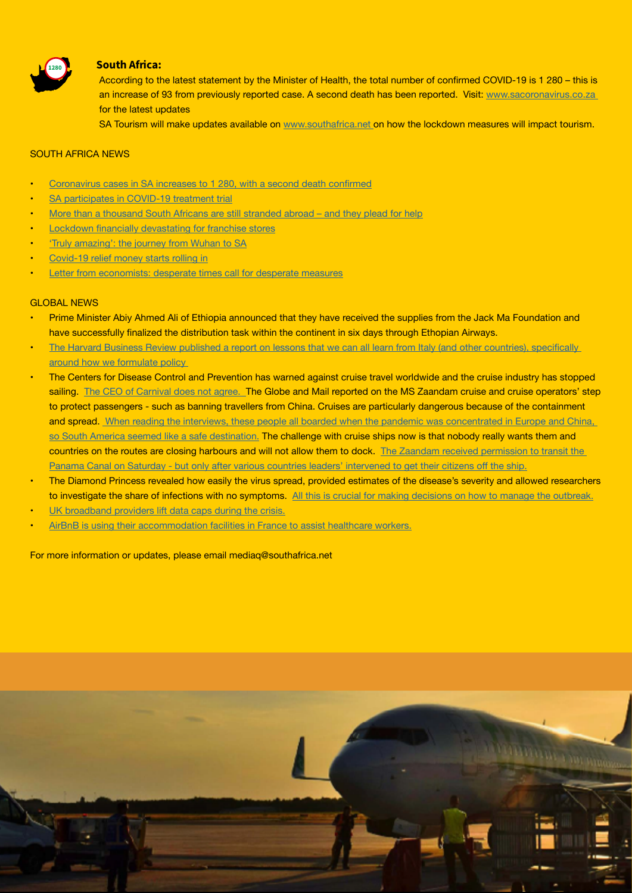## South Africa:

According to the latest statement by the Minister of Health, the total number of confirmed COVID-19 is 1 280 – this is an increase of 93 from previously reported case. A second death has been reported. Visit: www.sacoronavirus.co.za for the latest updates

SA Tourism will make updates available on www.southafrica.net on how the lockdown measures will impact tourism.

SOUTH AFRICA NEWS

- Coronavirus cases in SA increases to 1 280, with a second death confirmed
- SA participates in COVID-19 treatment trial
- More than a thousand South Africans are still stranded abroad – and they plead for help
- Lockdown financially devastating for franchise stores
- 'Truly amazing': the journey from Wuhan to SA
- Covid-19 relief money starts rolling in
- Letter from economists: desperate times call for desperate measures

GLOBAL NEWS

- Prime Minister Abiy Ahmed Ali of Ethiopia announced that they have received the supplies from the Jack Ma Foundation and have successfully finalized the distribution task within the continent in six days through Ethopian Airways.
- The Harvard Business Review published a report on lessons that we can all learn from Italy (and other countries), specifically around how we formulate policy
- The Centers for Disease Control and Prevention has warned against cruise travel worldwide and the cruise industry has stopped sailing. The CEO of Carnival does not agree. The Globe and Mail reported on the MS Zaandam cruise and cruise operators' step to protect passengers - such as banning travellers from China. Cruises are particularly dangerous because of the containment and spread. When reading the interviews, these people all boarded when the pandemic was concentrated in Europe and China, so South America seemed like a safe destination. The challenge with cruise ships now is that nobody really wants them and countries on the routes are closing harbours and will not allow them to dock. The Zaandam received permission to transit the Panama Canal on Saturday - but only after various countries leaders' intervened to get their citizens off the ship.
- The Diamond Princess revealed how easily the virus spread, provided estimates of the disease's severity and allowed researchers to investigate the share of infections with no symptoms. All this is crucial for making decisions on how to manage the outbreak.
- UK broadband providers lift data caps during the crisis.
- AirBnB is using their accommodation facilities in France to assist healthcare workers.

For more information or updates, please email mediaq@southafrica.net